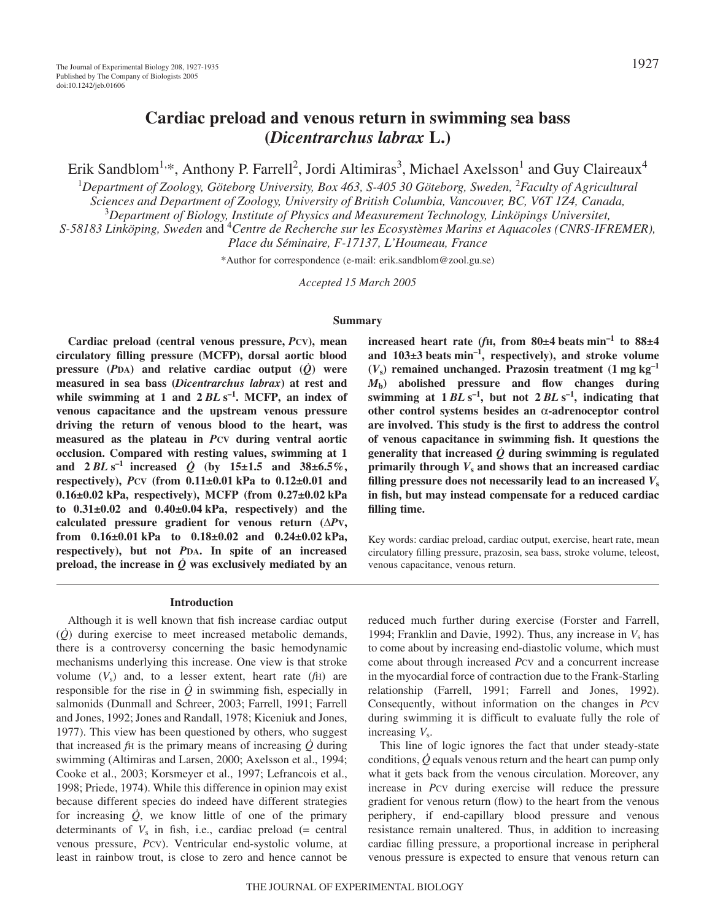# Cardiac preload and venous return in swimming sea bass (*Dicentrarchus labrax* L.)

Erik Sandblom[1,*], Anthony P. Farrell[2], Jordi Altimiras[3], Michael Axelsson[1] and Guy Claireaux[4]

[1]*Department of Zoology, Göteborg University, Box 463, S-405 30 Göteborg, Sweden,* [2]*Faculty of Agricultural Sciences and Department of Zoology, University of British Columbia, Vancouver, BC, V6T 1Z4, Canada,* [3]*Department of Biology, Institute of Physics and Measurement Technology, Linköpings Universitet, S-58183 Linköping, Sweden* and [4]*Centre de Recherche sur les Ecosystèmes Marins et Aquacoles (CNRS-IFREMER), Place du Séminaire, F-17137, L'Houmeau, France*

*Author for correspondence (e-mail: erik.sandblom@zool.gu.se)

*Accepted 15 March 2005*

## Summary

**Cardiac preload (central venous pressure, $P_{CV}$), mean circulatory filling pressure (MCFP), dorsal aortic blood pressure ($P_{DA}$) and relative cardiac output ($\dot{Q}$) were measured in sea bass (*Dicentrarchus labrax*) at rest and while swimming at 1 and 2 $BL\,s^{-1}$. MCFP, an index of venous capacitance and the upstream venous pressure driving the return of venous blood to the heart, was measured as the plateau in $P_{CV}$ during ventral aortic occlusion. Compared with resting values, swimming at 1 and 2 $BL\,s^{-1}$ increased $\dot{Q}$ (by 15±1.5 and 38±6.5%, respectively), $P_{CV}$ (from 0.11±0.01 kPa to 0.12±0.01 and 0.16±0.02 kPa, respectively), MCFP (from 0.27±0.02 kPa to 0.31±0.02 and 0.40±0.04 kPa, respectively) and the calculated pressure gradient for venous return ($\Delta P_{V}$, from 0.16±0.01 kPa to 0.18±0.02 and 0.24±0.02 kPa, respectively), but not $P_{DA}$. In spite of an increased preload, the increase in $\dot{Q}$ was exclusively mediated by an increased heart rate ($f_H$, from 80±4 beats $min^{-1}$ to 88±4 and 103±3 beats $min^{-1}$, respectively), and stroke volume ($V_s$) remained unchanged. Prazosin treatment (1 mg $kg^{-1}$ $M_b$) abolished pressure and flow changes during swimming at 1 $BL\,s^{-1}$, but not 2 $BL\,s^{-1}$, indicating that other control systems besides an $\alpha$-adrenoceptor control are involved. This study is the first to address the control of venous capacitance in swimming fish. It questions the generality that increased $\dot{Q}$ during swimming is regulated primarily through $V_s$ and shows that an increased cardiac filling pressure does not necessarily lead to an increased $V_s$ in fish, but may instead compensate for a reduced cardiac filling time.**

Key words: cardiac preload, cardiac output, exercise, heart rate, mean circulatory filling pressure, prazosin, sea bass, stroke volume, teleost, venous capacitance, venous return.

## Introduction

Although it is well known that fish increase cardiac output ($\dot{Q}$) during exercise to meet increased metabolic demands, there is a controversy concerning the basic hemodynamic mechanisms underlying this increase. One view is that stroke volume ($V_s$) and, to a lesser extent, heart rate ($f_H$) are responsible for the rise in $\dot{Q}$ in swimming fish, especially in salmonids (Dunmall and Schreer, 2003; Farrell, 1991; Farrell and Jones, 1992; Jones and Randall, 1978; Kiceniuk and Jones, 1977). This view has been questioned by others, who suggest that increased $f_H$ is the primary means of increasing $\dot{Q}$ during swimming (Altimiras and Larsen, 2000; Axelsson et al., 1994; Cooke et al., 2003; Korsmeyer et al., 1997; Lefrancois et al., 1998; Priede, 1974). While this difference in opinion may exist because different species do indeed have different strategies for increasing $\dot{Q}$, we know little of one of the primary determinants of $V_s$ in fish, i.e., cardiac preload (= central venous pressure, $P_{CV}$). Ventricular end-systolic volume, at least in rainbow trout, is close to zero and hence cannot be reduced much further during exercise (Forster and Farrell, 1994; Franklin and Davie, 1992). Thus, any increase in $V_s$ has to come about by increasing end-diastolic volume, which must come about through increased $P_{CV}$ and a concurrent increase in the myocardial force of contraction due to the Frank-Starling relationship (Farrell, 1991; Farrell and Jones, 1992). Consequently, without information on the changes in $P_{CV}$ during swimming it is difficult to evaluate fully the role of increasing $V_s$.

This line of logic ignores the fact that under steady-state conditions, $\dot{Q}$ equals venous return and the heart can pump only what it gets back from the venous circulation. Moreover, any increase in $P_{CV}$ during exercise will reduce the pressure gradient for venous return (flow) to the heart from the venous periphery, if end-capillary blood pressure and venous resistance remain unaltered. Thus, in addition to increasing cardiac filling pressure, a proportional increase in peripheral venous pressure is expected to ensure that venous return can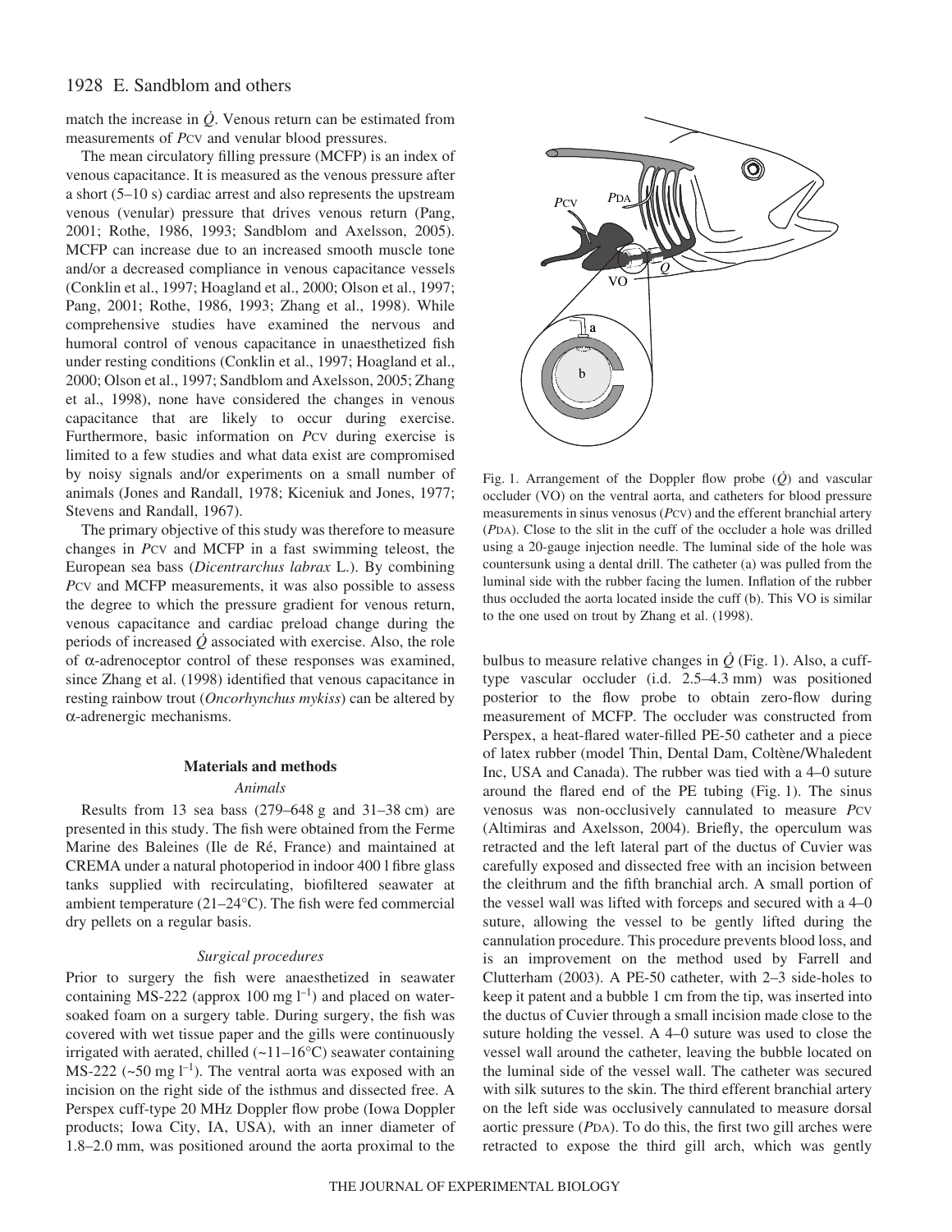match the increase in $\dot{Q}$. Venous return can be estimated from measurements of $P_{CV}$ and venular blood pressures.

The mean circulatory filling pressure (MCFP) is an index of venous capacitance. It is measured as the venous pressure after a short (5–10 s) cardiac arrest and also represents the upstream venous (venular) pressure that drives venous return (Pang, 2001; Rothe, 1986, 1993; Sandblom and Axelsson, 2005). MCFP can increase due to an increased smooth muscle tone and/or a decreased compliance in venous capacitance vessels (Conklin et al., 1997; Hoagland et al., 2000; Olson et al., 1997; Pang, 2001; Rothe, 1986, 1993; Zhang et al., 1998). While comprehensive studies have examined the nervous and humoral control of venous capacitance in unaesthetized fish under resting conditions (Conklin et al., 1997; Hoagland et al., 2000; Olson et al., 1997; Sandblom and Axelsson, 2005; Zhang et al., 1998), none have considered the changes in venous capacitance that are likely to occur during exercise. Furthermore, basic information on $P_{CV}$ during exercise is limited to a few studies and what data exist are compromised by noisy signals and/or experiments on a small number of animals (Jones and Randall, 1978; Kiceniuk and Jones, 1977; Stevens and Randall, 1967).

The primary objective of this study was therefore to measure changes in $P_{CV}$ and MCFP in a fast swimming teleost, the European sea bass (*Dicentrarchus labrax* L.). By combining $P_{CV}$ and MCFP measurements, it was also possible to assess the degree to which the pressure gradient for venous return, venous capacitance and cardiac preload change during the periods of increased $\dot{Q}$ associated with exercise. Also, the role of α-adrenoceptor control of these responses was examined, since Zhang et al. (1998) identified that venous capacitance in resting rainbow trout (*Oncorhynchus mykiss*) can be altered by α-adrenergic mechanisms.

## Materials and methods

### Animals

Results from 13 sea bass (279–648 g and 31–38 cm) are presented in this study. The fish were obtained from the Ferme Marine des Baleines (Ile de Ré, France) and maintained at CREMA under a natural photoperiod in indoor 400 l fibre glass tanks supplied with recirculating, biofiltered seawater at ambient temperature (21–24°C). The fish were fed commercial dry pellets on a regular basis.

### Surgical procedures

Prior to surgery the fish were anaesthetized in seawater containing MS-222 (approx 100 mg $l^{-1}$) and placed on water-soaked foam on a surgery table. During surgery, the fish was covered with wet tissue paper and the gills were continuously irrigated with aerated, chilled (~11–16°C) seawater containing MS-222 (~50 mg $l^{-1}$). The ventral aorta was exposed with an incision on the right side of the isthmus and dissected free. A Perspex cuff-type 20 MHz Doppler flow probe (Iowa Doppler products; Iowa City, IA, USA), with an inner diameter of 1.8–2.0 mm, was positioned around the aorta proximal to the bulbus to measure relative changes in $\dot{Q}$ (Fig. 1). Also, a cuff-type vascular occluder (i.d. 2.5–4.3 mm) was positioned posterior to the flow probe to obtain zero-flow during measurement of MCFP. The occluder was constructed from Perspex, a heat-flared water-filled PE-50 catheter and a piece of latex rubber (model Thin, Dental Dam, Coltène/Whaledent Inc, USA and Canada). The rubber was tied with a 4–0 suture around the flared end of the PE tubing (Fig. 1). The sinus venosus was non-occlusively cannulated to measure $P_{CV}$ (Altimiras and Axelsson, 2004). Briefly, the operculum was retracted and the left lateral part of the ductus of Cuvier was carefully exposed and dissected free with an incision between the cleithrum and the fifth branchial arch. A small portion of the vessel wall was lifted with forceps and secured with a 4–0 suture, allowing the vessel to be gently lifted during the cannulation procedure. This procedure prevents blood loss, and is an improvement on the method used by Farrell and Clutterham (2003). A PE-50 catheter, with 2–3 side-holes to keep it patent and a bubble 1 cm from the tip, was inserted into the ductus of Cuvier through a small incision made close to the suture holding the vessel. A 4–0 suture was used to close the vessel wall around the catheter, leaving the bubble located on the luminal side of the vessel wall. The catheter was secured with silk sutures to the skin. The third efferent branchial artery on the left side was occlusively cannulated to measure dorsal aortic pressure ($P_{DA}$). To do this, the first two gill arches were retracted to expose the third gill arch, which was gently

Fig. 1. Arrangement of the Doppler flow probe ($\dot{Q}$) and vascular occluder (VO) on the ventral aorta, and catheters for blood pressure measurements in sinus venosus ($P_{CV}$) and the efferent branchial artery ($P_{DA}$). Close to the slit in the cuff of the occluder a hole was drilled using a 20-gauge injection needle. The luminal side of the hole was countersunk using a dental drill. The catheter (a) was pulled from the luminal side with the rubber facing the lumen. Inflation of the rubber thus occluded the aorta located inside the cuff (b). This VO is similar to the one used on trout by Zhang et al. (1998).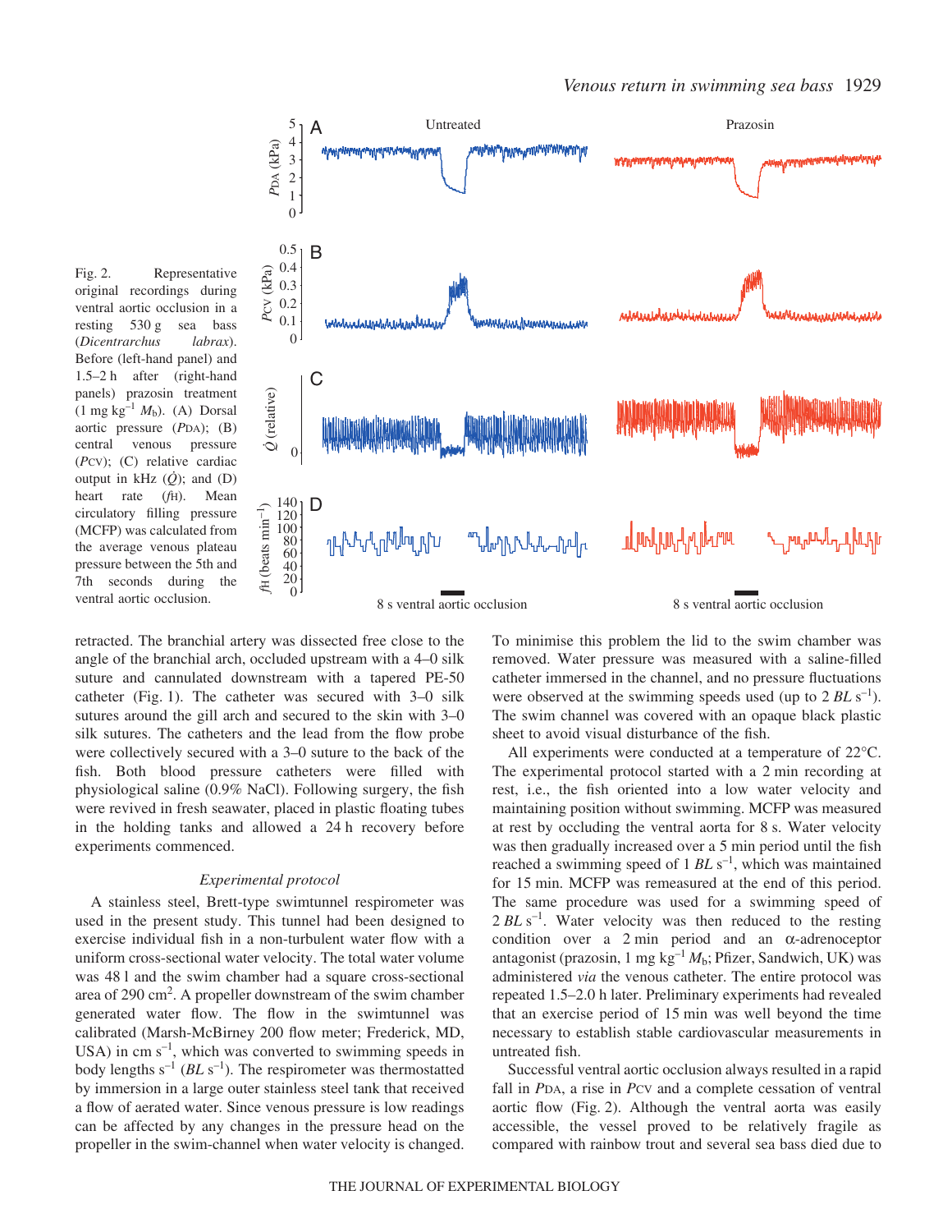Fig. 2. Representative original recordings during ventral aortic occlusion in a resting 530 g sea bass (*Dicentrarchus labrax*). Before (left-hand panel) and 1.5–2 h after (right-hand panels) prazosin treatment (1 mg kg$^{-1}$ $M_b$). (A) Dorsal aortic pressure ($P_{DA}$); (B) central venous pressure ($P_{CV}$); (C) relative cardiac output in kHz ($\dot{Q}$); and (D) heart rate ($f_H$). Mean circulatory filling pressure (MCFP) was calculated from the average venous plateau pressure between the 5th and 7th seconds during the ventral aortic occlusion.

retracted. The branchial artery was dissected free close to the angle of the branchial arch, occluded upstream with a 4–0 silk suture and cannulated downstream with a tapered PE-50 catheter (Fig. 1). The catheter was secured with 3–0 silk sutures around the gill arch and secured to the skin with 3–0 silk sutures. The catheters and the lead from the flow probe were collectively secured with a 3–0 suture to the back of the fish. Both blood pressure catheters were filled with physiological saline (0.9% NaCl). Following surgery, the fish were revived in fresh seawater, placed in plastic floating tubes in the holding tanks and allowed a 24 h recovery before experiments commenced.

### *Experimental protocol*

A stainless steel, Brett-type swimtunnel respirometer was used in the present study. This tunnel had been designed to exercise individual fish in a non-turbulent water flow with a uniform cross-sectional water velocity. The total water volume was 48 l and the swim chamber had a square cross-sectional area of 290 cm$^2$. A propeller downstream of the swim chamber generated water flow. The flow in the swimtunnel was calibrated (Marsh-McBirney 200 flow meter; Frederick, MD, USA) in cm s$^{-1}$, which was converted to swimming speeds in body lengths s$^{-1}$ ($BL$ s$^{-1}$). The respirometer was thermostatted by immersion in a large outer stainless steel tank that received a flow of aerated water. Since venous pressure is low readings can be affected by any changes in the pressure head on the propeller in the swim-channel when water velocity is changed. To minimise this problem the lid to the swim chamber was removed. Water pressure was measured with a saline-filled catheter immersed in the channel, and no pressure fluctuations were observed at the swimming speeds used (up to 2 $BL$ s$^{-1}$). The swim channel was covered with an opaque black plastic sheet to avoid visual disturbance of the fish.

All experiments were conducted at a temperature of 22°C. The experimental protocol started with a 2 min recording at rest, i.e., the fish oriented into a low water velocity and maintaining position without swimming. MCFP was measured at rest by occluding the ventral aorta for 8 s. Water velocity was then gradually increased over a 5 min period until the fish reached a swimming speed of 1 $BL$ s$^{-1}$, which was maintained for 15 min. MCFP was remeasured at the end of this period. The same procedure was used for a swimming speed of 2 $BL$ s$^{-1}$. Water velocity was then reduced to the resting condition over a 2 min period and an α-adrenoceptor antagonist (prazosin, 1 mg kg$^{-1}$ $M_b$; Pfizer, Sandwich, UK) was administered *via* the venous catheter. The entire protocol was repeated 1.5–2.0 h later. Preliminary experiments had revealed that an exercise period of 15 min was well beyond the time necessary to establish stable cardiovascular measurements in untreated fish.

Successful ventral aortic occlusion always resulted in a rapid fall in $P_{DA}$, a rise in $P_{CV}$ and a complete cessation of ventral aortic flow (Fig. 2). Although the ventral aorta was easily accessible, the vessel proved to be relatively fragile as compared with rainbow trout and several sea bass died due to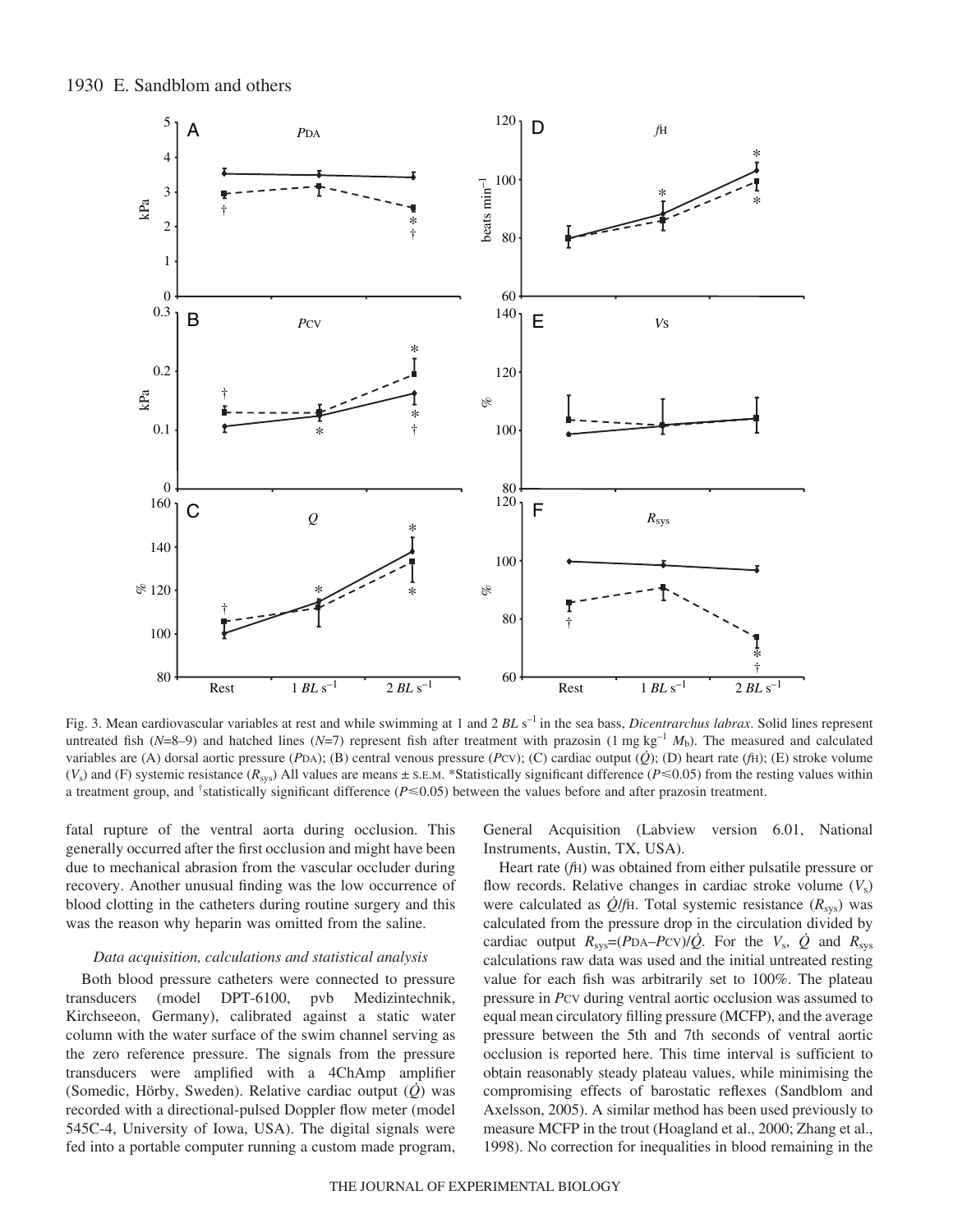Fig. 3. Mean cardiovascular variables at rest and while swimming at 1 and 2 $BL\ s^{-1}$ in the sea bass, *Dicentrarchus labrax*. Solid lines represent untreated fish ($N$=8–9) and hatched lines ($N$=7) represent fish after treatment with prazosin (1 mg $kg^{-1}$ $M_b$). The measured and calculated variables are (A) dorsal aortic pressure ($P_{DA}$); (B) central venous pressure ($P_{CV}$); (C) cardiac output ($\dot{Q}$); (D) heart rate ($f_H$); (E) stroke volume ($V_s$) and (F) systemic resistance ($R_{sys}$) All values are means ± S.E.M. *Statistically significant difference ($P\leq0.05$) from the resting values within a treatment group, and †statistically significant difference ($P\leq0.05$) between the values before and after prazosin treatment.

fatal rupture of the ventral aorta during occlusion. This generally occurred after the first occlusion and might have been due to mechanical abrasion from the vascular occluder during recovery. Another unusual finding was the low occurrence of blood clotting in the catheters during routine surgery and this was the reason why heparin was omitted from the saline.

### *Data acquisition, calculations and statistical analysis*

Both blood pressure catheters were connected to pressure transducers (model DPT-6100, pvb Medizintechnik, Kirchseeon, Germany), calibrated against a static water column with the water surface of the swim channel serving as the zero reference pressure. The signals from the pressure transducers were amplified with a 4ChAmp amplifier (Somedic, Hörby, Sweden). Relative cardiac output ($\dot{Q}$) was recorded with a directional-pulsed Doppler flow meter (model 545C-4, University of Iowa, USA). The digital signals were fed into a portable computer running a custom made program, General Acquisition (Labview version 6.01, National Instruments, Austin, TX, USA).

Heart rate ($f_H$) was obtained from either pulsatile pressure or flow records. Relative changes in cardiac stroke volume ($V_s$) were calculated as $\dot{Q}/f_H$. Total systemic resistance ($R_{sys}$) was calculated from the pressure drop in the circulation divided by cardiac output $R_{sys}=(P_{DA}-P_{CV})/\dot{Q}$. For the $V_s$, $\dot{Q}$ and $R_{sys}$ calculations raw data was used and the initial untreated resting value for each fish was arbitrarily set to 100%. The plateau pressure in $P_{CV}$ during ventral aortic occlusion was assumed to equal mean circulatory filling pressure (MCFP), and the average pressure between the 5th and 7th seconds of ventral aortic occlusion is reported here. This time interval is sufficient to obtain reasonably steady plateau values, while minimising the compromising effects of barostatic reflexes (Sandblom and Axelsson, 2005). A similar method has been used previously to measure MCFP in the trout (Hoagland et al., 2000; Zhang et al., 1998). No correction for inequalities in blood remaining in the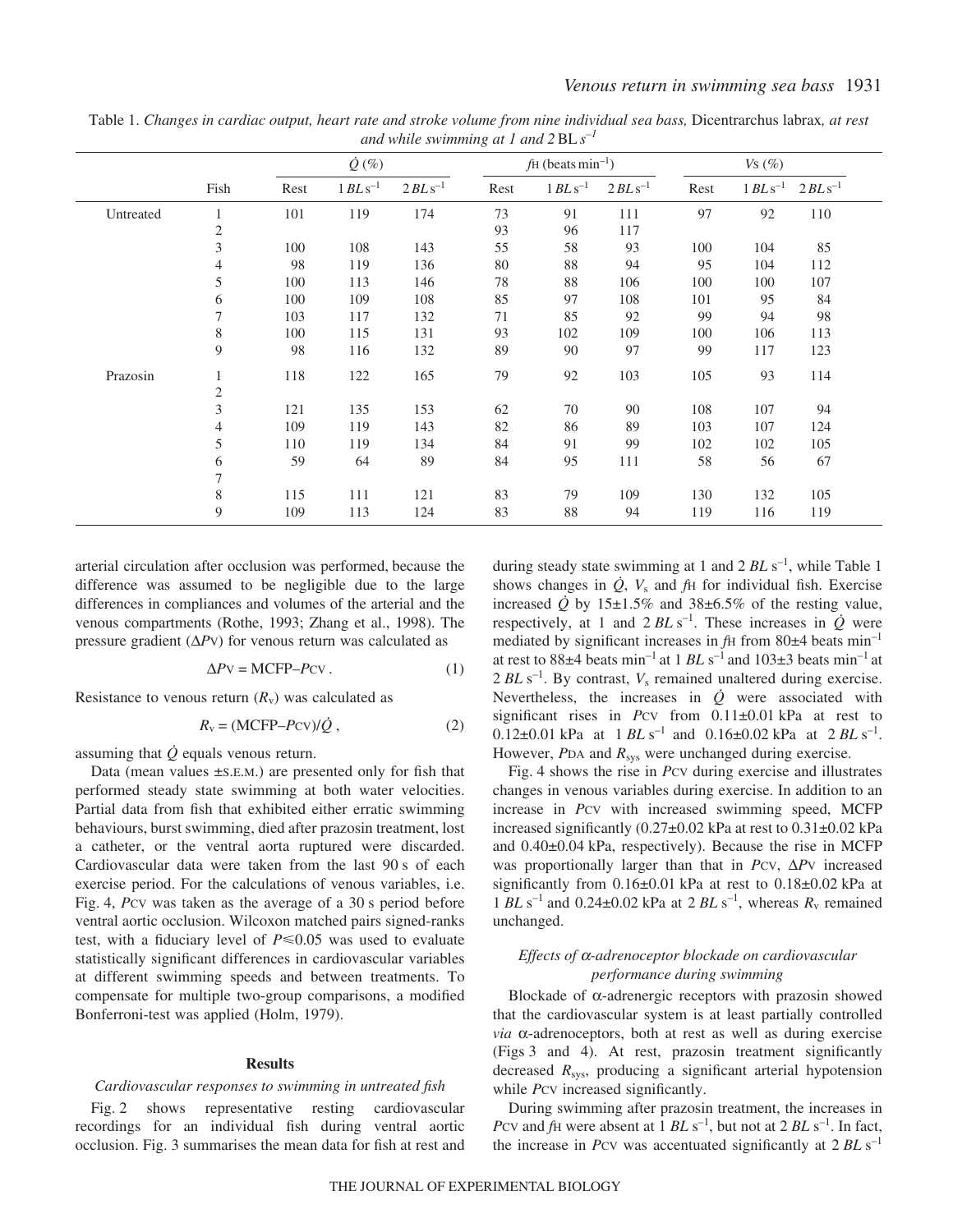Table 1. *Changes in cardiac output, heart rate and stroke volume from nine individual sea bass,* Dicentrarchus labrax*, at rest and while swimming at 1 and 2* BL *s*$^{-1}$

| | Fish | $\dot{Q}$ (%) | | | $f_H$ (beats min$^{-1}$) | | | $V_S$ (%) | | |
|---|---|---|---|---|---|---|---|---|---|---|
| | | Rest | 1 $BL\,s^{-1}$ | 2 $BL\,s^{-1}$ | Rest | 1 $BL\,s^{-1}$ | 2 $BL\,s^{-1}$ | Rest | 1 $BL\,s^{-1}$ | 2 $BL\,s^{-1}$ |
| Untreated | 1 | 101 | 119 | 174 | 73 | 91 | 111 | 97 | 92 | 110 |
| | 2 | | | | 93 | 96 | 117 | | | |
| | 3 | 100 | 108 | 143 | 55 | 58 | 93 | 100 | 104 | 85 |
| | 4 | 98 | 119 | 136 | 80 | 88 | 94 | 95 | 104 | 112 |
| | 5 | 100 | 113 | 146 | 78 | 88 | 106 | 100 | 100 | 107 |
| | 6 | 100 | 109 | 108 | 85 | 97 | 108 | 101 | 95 | 84 |
| | 7 | 103 | 117 | 132 | 71 | 85 | 92 | 99 | 94 | 98 |
| | 8 | 100 | 115 | 131 | 93 | 102 | 109 | 100 | 106 | 113 |
| | 9 | 98 | 116 | 132 | 89 | 90 | 97 | 99 | 117 | 123 |
| Prazosin | 1 | 118 | 122 | 165 | 79 | 92 | 103 | 105 | 93 | 114 |
| | 2 | | | | | | | | | |
| | 3 | 121 | 135 | 153 | 62 | 70 | 90 | 108 | 107 | 94 |
| | 4 | 109 | 119 | 143 | 82 | 86 | 89 | 103 | 107 | 124 |
| | 5 | 110 | 119 | 134 | 84 | 91 | 99 | 102 | 102 | 105 |
| | 6 | 59 | 64 | 89 | 84 | 95 | 111 | 58 | 56 | 67 |
| | 7 | | | | | | | | | |
| | 8 | 115 | 111 | 121 | 83 | 79 | 109 | 130 | 132 | 105 |
| | 9 | 109 | 113 | 124 | 83 | 88 | 94 | 119 | 116 | 119 |

arterial circulation after occlusion was performed, because the difference was assumed to be negligible due to the large differences in compliances and volumes of the arterial and the venous compartments (Rothe, 1993; Zhang et al., 1998). The pressure gradient ($\Delta P_V$) for venous return was calculated as

$$\Delta P_V = \text{MCFP} - P_{CV}\,. \quad (1)$$

Resistance to venous return ($R_v$) was calculated as

$$R_v = (\text{MCFP} - P_{CV})/\dot{Q}\,, \quad (2)$$

assuming that $\dot{Q}$ equals venous return.

Data (mean values ±S.E.M.) are presented only for fish that performed steady state swimming at both water velocities. Partial data from fish that exhibited either erratic swimming behaviours, burst swimming, died after prazosin treatment, lost a catheter, or the ventral aorta ruptured were discarded. Cardiovascular data were taken from the last 90 s of each exercise period. For the calculations of venous variables, i.e. Fig. 4, $P_{CV}$ was taken as the average of a 30 s period before ventral aortic occlusion. Wilcoxon matched pairs signed-ranks test, with a fiduciary level of $P\leq0.05$ was used to evaluate statistically significant differences in cardiovascular variables at different swimming speeds and between treatments. To compensate for multiple two-group comparisons, a modified Bonferroni-test was applied (Holm, 1979).

## Results

### *Cardiovascular responses to swimming in untreated fish*

Fig. 2 shows representative resting cardiovascular recordings for an individual fish during ventral aortic occlusion. Fig. 3 summarises the mean data for fish at rest and during steady state swimming at 1 and 2 $BL\,s^{-1}$, while Table 1 shows changes in $\dot{Q}$, $V_s$ and $f_H$ for individual fish. Exercise increased $\dot{Q}$ by 15±1.5% and 38±6.5% of the resting value, respectively, at 1 and 2 $BL\,s^{-1}$. These increases in $\dot{Q}$ were mediated by significant increases in $f_H$ from 80±4 beats min$^{-1}$ at rest to 88±4 beats min$^{-1}$ at 1 $BL\,s^{-1}$ and 103±3 beats min$^{-1}$ at 2 $BL\,s^{-1}$. By contrast, $V_s$ remained unaltered during exercise. Nevertheless, the increases in $\dot{Q}$ were associated with significant rises in $P_{CV}$ from 0.11±0.01 kPa at rest to 0.12±0.01 kPa at 1 $BL\,s^{-1}$ and 0.16±0.02 kPa at 2 $BL\,s^{-1}$. However, $P_{DA}$ and $R_{sys}$ were unchanged during exercise.

Fig. 4 shows the rise in $P_{CV}$ during exercise and illustrates changes in venous variables during exercise. In addition to an increase in $P_{CV}$ with increased swimming speed, MCFP increased significantly (0.27±0.02 kPa at rest to 0.31±0.02 kPa and 0.40±0.04 kPa, respectively). Because the rise in MCFP was proportionally larger than that in $P_{CV}$, $\Delta P_V$ increased significantly from 0.16±0.01 kPa at rest to 0.18±0.02 kPa at 1 $BL\,s^{-1}$ and 0.24±0.02 kPa at 2 $BL\,s^{-1}$, whereas $R_v$ remained unchanged.

### *Effects of α-adrenoceptor blockade on cardiovascular performance during swimming*

Blockade of α-adrenergic receptors with prazosin showed that the cardiovascular system is at least partially controlled *via* α-adrenoceptors, both at rest as well as during exercise (Figs 3 and 4). At rest, prazosin treatment significantly decreased $R_{sys}$, producing a significant arterial hypotension while $P_{CV}$ increased significantly.

During swimming after prazosin treatment, the increases in $P_{CV}$ and $f_H$ were absent at 1 $BL\,s^{-1}$, but not at 2 $BL\,s^{-1}$. In fact, the increase in $P_{CV}$ was accentuated significantly at 2 $BL\,s^{-1}$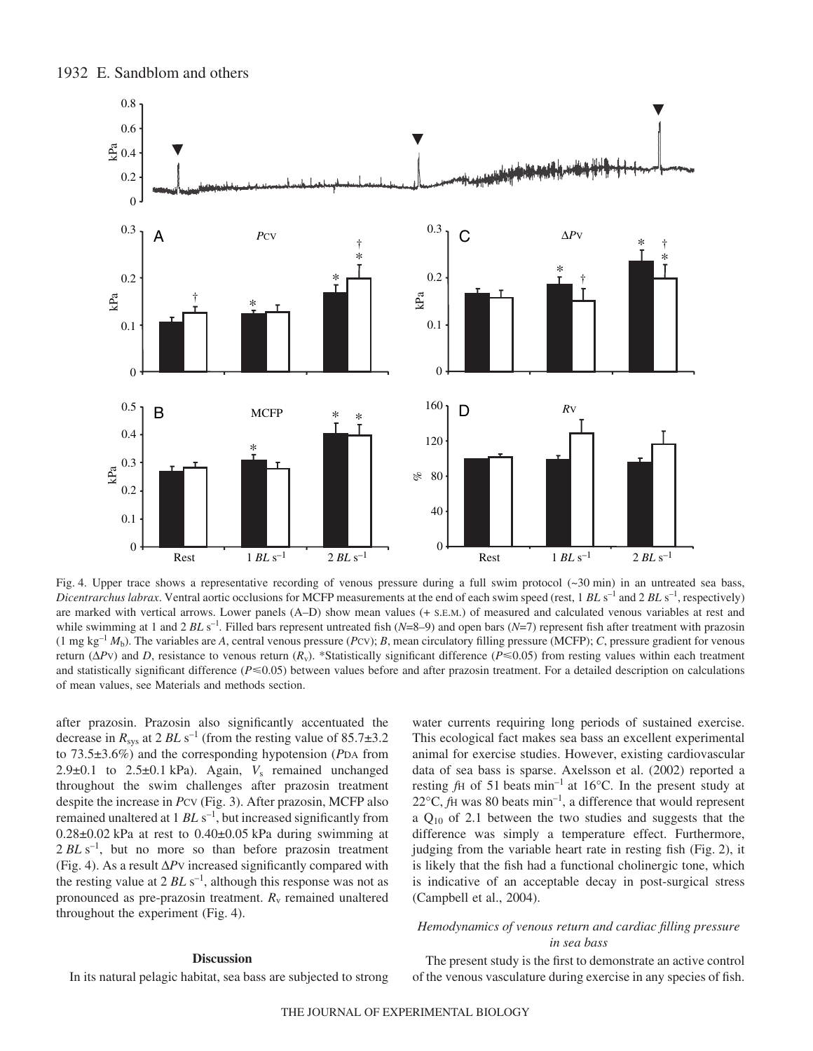Fig. 4. Upper trace shows a representative recording of venous pressure during a full swim protocol (~30 min) in an untreated sea bass, *Dicentrarchus labrax*. Ventral aortic occlusions for MCFP measurements at the end of each swim speed (rest, 1 $BL$ $s^{-1}$ and 2 $BL$ $s^{-1}$, respectively) are marked with vertical arrows. Lower panels (A–D) show mean values (+ S.E.M.) of measured and calculated venous variables at rest and while swimming at 1 and 2 $BL$ $s^{-1}$. Filled bars represent untreated fish ($N$=8–9) and open bars ($N$=7) represent fish after treatment with prazosin (1 mg $kg^{-1}$ $M_b$). The variables are *A*, central venous pressure ($P$CV); *B*, mean circulatory filling pressure (MCFP); *C*, pressure gradient for venous return ($\Delta P$V) and *D*, resistance to venous return ($R_v$). *Statistically significant difference ($P$≤0.05) from resting values within each treatment and statistically significant difference ($P$≤0.05) between values before and after prazosin treatment. For a detailed description on calculations of mean values, see Materials and methods section.

after prazosin. Prazosin also significantly accentuated the decrease in $R_{sys}$ at 2 $BL$ $s^{-1}$ (from the resting value of 85.7±3.2 to 73.5±3.6%) and the corresponding hypotension ($P$DA from 2.9±0.1 to 2.5±0.1 kPa). Again, $V_s$ remained unchanged throughout the swim challenges after prazosin treatment despite the increase in $P$CV (Fig. 3). After prazosin, MCFP also remained unaltered at 1 $BL$ $s^{-1}$, but increased significantly from 0.28±0.02 kPa at rest to 0.40±0.05 kPa during swimming at 2 $BL$ $s^{-1}$, but no more so than before prazosin treatment (Fig. 4). As a result $\Delta P$V increased significantly compared with the resting value at 2 $BL$ $s^{-1}$, although this response was not as pronounced as pre-prazosin treatment. $R_v$ remained unaltered throughout the experiment (Fig. 4).

## Discussion

In its natural pelagic habitat, sea bass are subjected to strong water currents requiring long periods of sustained exercise. This ecological fact makes sea bass an excellent experimental animal for exercise studies. However, existing cardiovascular data of sea bass is sparse. Axelsson et al. (2002) reported a resting $f$H of 51 beats $min^{-1}$ at 16°C. In the present study at 22°C, $f$H was 80 beats $min^{-1}$, a difference that would represent a $Q_{10}$ of 2.1 between the two studies and suggests that the difference was simply a temperature effect. Furthermore, judging from the variable heart rate in resting fish (Fig. 2), it is likely that the fish had a functional cholinergic tone, which is indicative of an acceptable decay in post-surgical stress (Campbell et al., 2004).

### *Hemodynamics of venous return and cardiac filling pressure in sea bass*

The present study is the first to demonstrate an active control of the venous vasculature during exercise in any species of fish.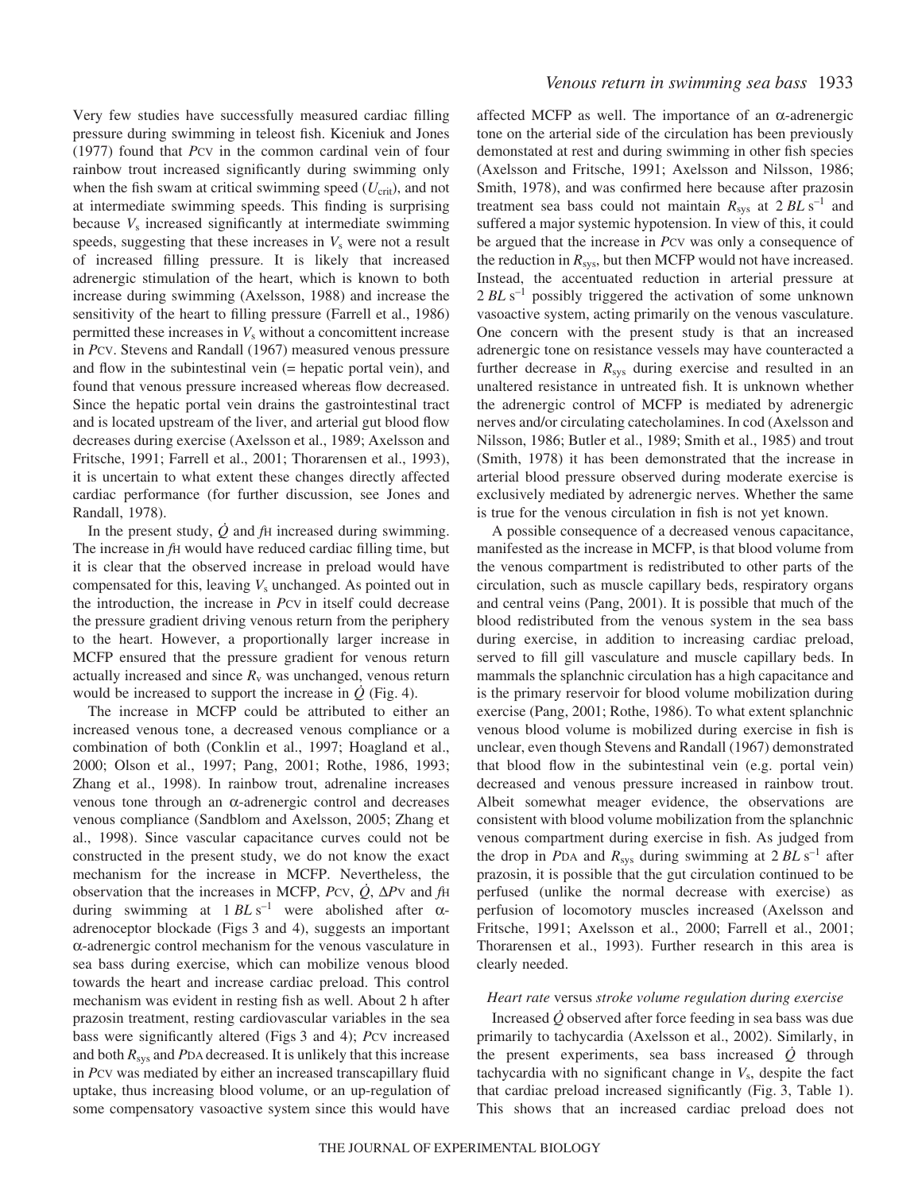Very few studies have successfully measured cardiac filling pressure during swimming in teleost fish. Kiceniuk and Jones (1977) found that $P_{CV}$ in the common cardinal vein of four rainbow trout increased significantly during swimming only when the fish swam at critical swimming speed ($U_{crit}$), and not at intermediate swimming speeds. This finding is surprising because $V_s$ increased significantly at intermediate swimming speeds, suggesting that these increases in $V_s$ were not a result of increased filling pressure. It is likely that increased adrenergic stimulation of the heart, which is known to both increase during swimming (Axelsson, 1988) and increase the sensitivity of the heart to filling pressure (Farrell et al., 1986) permitted these increases in $V_s$ without a concomittent increase in $P_{CV}$. Stevens and Randall (1967) measured venous pressure and flow in the subintestinal vein (= hepatic portal vein), and found that venous pressure increased whereas flow decreased. Since the hepatic portal vein drains the gastrointestinal tract and is located upstream of the liver, and arterial gut blood flow decreases during exercise (Axelsson et al., 1989; Axelsson and Fritsche, 1991; Farrell et al., 2001; Thorarensen et al., 1993), it is uncertain to what extent these changes directly affected cardiac performance (for further discussion, see Jones and Randall, 1978).

In the present study, $\dot{Q}$ and $f_H$ increased during swimming. The increase in $f_H$ would have reduced cardiac filling time, but it is clear that the observed increase in preload would have compensated for this, leaving $V_s$ unchanged. As pointed out in the introduction, the increase in $P_{CV}$ in itself could decrease the pressure gradient driving venous return from the periphery to the heart. However, a proportionally larger increase in MCFP ensured that the pressure gradient for venous return actually increased and since $R_v$ was unchanged, venous return would be increased to support the increase in $\dot{Q}$ (Fig. 4).

The increase in MCFP could be attributed to either an increased venous tone, a decreased venous compliance or a combination of both (Conklin et al., 1997; Hoagland et al., 2000; Olson et al., 1997; Pang, 2001; Rothe, 1986, 1993; Zhang et al., 1998). In rainbow trout, adrenaline increases venous tone through an α-adrenergic control and decreases venous compliance (Sandblom and Axelsson, 2005; Zhang et al., 1998). Since vascular capacitance curves could not be constructed in the present study, we do not know the exact mechanism for the increase in MCFP. Nevertheless, the observation that the increases in MCFP, $P_{CV}$, $\dot{Q}$, $\Delta P_V$ and $f_H$ during swimming at $1\,BL\,s^{-1}$ were abolished after α-adrenoceptor blockade (Figs 3 and 4), suggests an important α-adrenergic control mechanism for the venous vasculature in sea bass during exercise, which can mobilize venous blood towards the heart and increase cardiac preload. This control mechanism was evident in resting fish as well. About 2 h after prazosin treatment, resting cardiovascular variables in the sea bass were significantly altered (Figs 3 and 4); $P_{CV}$ increased and both $R_{sys}$ and $P_{DA}$ decreased. It is unlikely that this increase in $P_{CV}$ was mediated by either an increased transcapillary fluid uptake, thus increasing blood volume, or an up-regulation of some compensatory vasoactive system since this would have affected MCFP as well. The importance of an α-adrenergic tone on the arterial side of the circulation has been previously demonstated at rest and during swimming in other fish species (Axelsson and Fritsche, 1991; Axelsson and Nilsson, 1986; Smith, 1978), and was confirmed here because after prazosin treatment sea bass could not maintain $R_{sys}$ at $2\,BL\,s^{-1}$ and suffered a major systemic hypotension. In view of this, it could be argued that the increase in $P_{CV}$ was only a consequence of the reduction in $R_{sys}$, but then MCFP would not have increased. Instead, the accentuated reduction in arterial pressure at $2\,BL\,s^{-1}$ possibly triggered the activation of some unknown vasoactive system, acting primarily on the venous vasculature. One concern with the present study is that an increased adrenergic tone on resistance vessels may have counteracted a further decrease in $R_{sys}$ during exercise and resulted in an unaltered resistance in untreated fish. It is unknown whether the adrenergic control of MCFP is mediated by adrenergic nerves and/or circulating catecholamines. In cod (Axelsson and Nilsson, 1986; Butler et al., 1989; Smith et al., 1985) and trout (Smith, 1978) it has been demonstrated that the increase in arterial blood pressure observed during moderate exercise is exclusively mediated by adrenergic nerves. Whether the same is true for the venous circulation in fish is not yet known.

A possible consequence of a decreased venous capacitance, manifested as the increase in MCFP, is that blood volume from the venous compartment is redistributed to other parts of the circulation, such as muscle capillary beds, respiratory organs and central veins (Pang, 2001). It is possible that much of the blood redistributed from the venous system in the sea bass during exercise, in addition to increasing cardiac preload, served to fill gill vasculature and muscle capillary beds. In mammals the splanchnic circulation has a high capacitance and is the primary reservoir for blood volume mobilization during exercise (Pang, 2001; Rothe, 1986). To what extent splanchnic venous blood volume is mobilized during exercise in fish is unclear, even though Stevens and Randall (1967) demonstrated that blood flow in the subintestinal vein (e.g. portal vein) decreased and venous pressure increased in rainbow trout. Albeit somewhat meager evidence, the observations are consistent with blood volume mobilization from the splanchnic venous compartment during exercise in fish. As judged from the drop in $P_{DA}$ and $R_{sys}$ during swimming at $2\,BL\,s^{-1}$ after prazosin, it is possible that the gut circulation continued to be perfused (unlike the normal decrease with exercise) as perfusion of locomotory muscles increased (Axelsson and Fritsche, 1991; Axelsson et al., 2000; Farrell et al., 2001; Thorarensen et al., 1993). Further research in this area is clearly needed.

### *Heart rate versus stroke volume regulation during exercise*

Increased $\dot{Q}$ observed after force feeding in sea bass was due primarily to tachycardia (Axelsson et al., 2002). Similarly, in the present experiments, sea bass increased $\dot{Q}$ through tachycardia with no significant change in $V_s$, despite the fact that cardiac preload increased significantly (Fig. 3, Table 1). This shows that an increased cardiac preload does not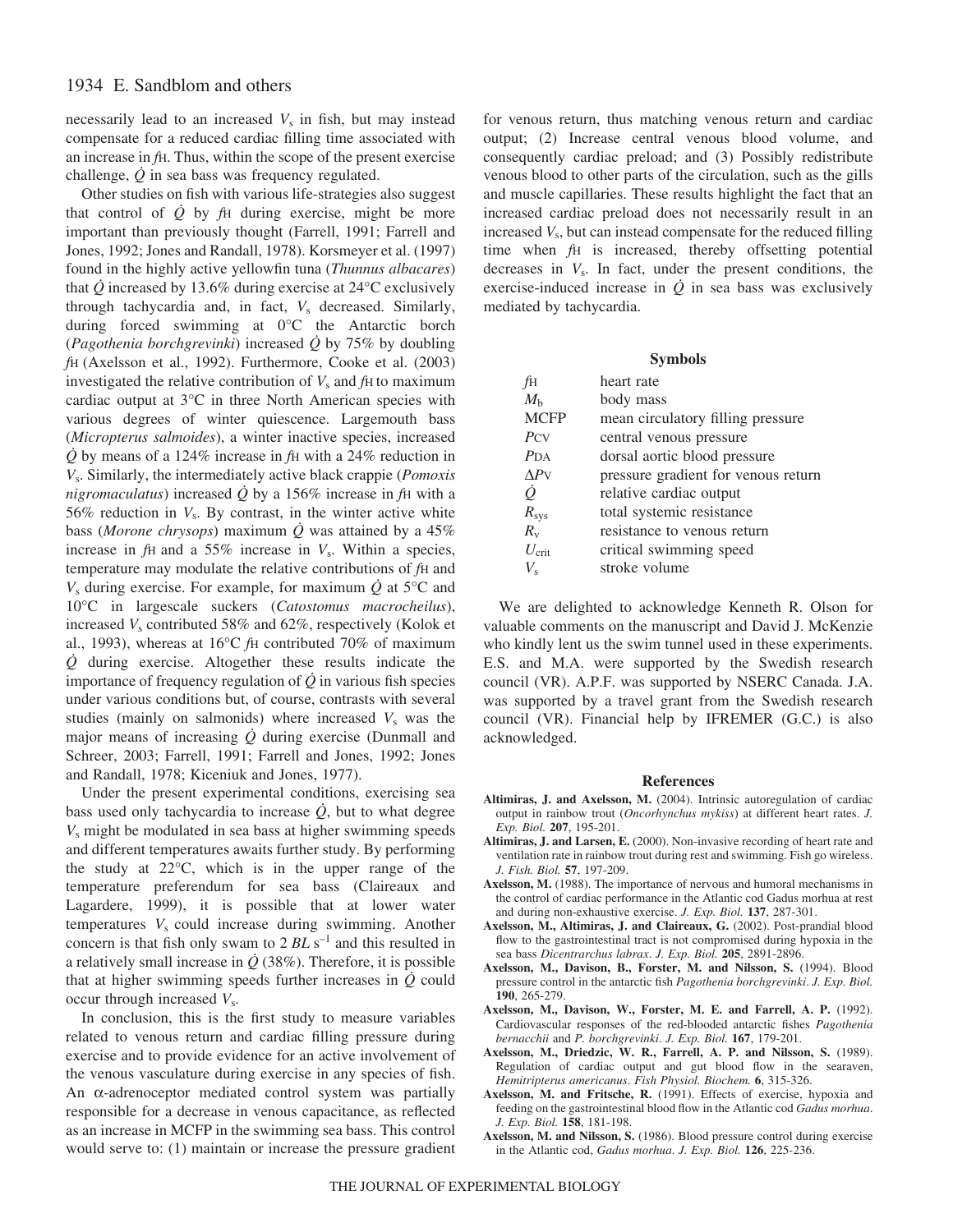necessarily lead to an increased $V_s$ in fish, but may instead compensate for a reduced cardiac filling time associated with an increase in $f_H$. Thus, within the scope of the present exercise challenge, $\dot{Q}$ in sea bass was frequency regulated.

Other studies on fish with various life-strategies also suggest that control of $\dot{Q}$ by $f_H$ during exercise, might be more important than previously thought (Farrell, 1991; Farrell and Jones, 1992; Jones and Randall, 1978). Korsmeyer et al. (1997) found in the highly active yellowfin tuna (*Thunnus albacares*) that $\dot{Q}$ increased by 13.6% during exercise at 24°C exclusively through tachycardia and, in fact, $V_s$ decreased. Similarly, during forced swimming at 0°C the Antarctic borch (*Pagothenia borchgrevinki*) increased $\dot{Q}$ by 75% by doubling $f_H$ (Axelsson et al., 1992). Furthermore, Cooke et al. (2003) investigated the relative contribution of $V_s$ and $f_H$ to maximum cardiac output at 3°C in three North American species with various degrees of winter quiescence. Largemouth bass (*Micropterus salmoides*), a winter inactive species, increased $\dot{Q}$ by means of a 124% increase in $f_H$ with a 24% reduction in $V_s$. Similarly, the intermediately active black crappie (*Pomoxis nigromaculatus*) increased $\dot{Q}$ by a 156% increase in $f_H$ with a 56% reduction in $V_s$. By contrast, in the winter active white bass (*Morone chrysops*) maximum $\dot{Q}$ was attained by a 45% increase in $f_H$ and a 55% increase in $V_s$. Within a species, temperature may modulate the relative contributions of $f_H$ and $V_s$ during exercise. For example, for maximum $\dot{Q}$ at 5°C and 10°C in largescale suckers (*Catostomus macrocheilus*), increased $V_s$ contributed 58% and 62%, respectively (Kolok et al., 1993), whereas at 16°C $f_H$ contributed 70% of maximum $\dot{Q}$ during exercise. Altogether these results indicate the importance of frequency regulation of $\dot{Q}$ in various fish species under various conditions but, of course, contrasts with several studies (mainly on salmonids) where increased $V_s$ was the major means of increasing $\dot{Q}$ during exercise (Dunmall and Schreer, 2003; Farrell, 1991; Farrell and Jones, 1992; Jones and Randall, 1978; Kiceniuk and Jones, 1977).

Under the present experimental conditions, exercising sea bass used only tachycardia to increase $\dot{Q}$, but to what degree $V_s$ might be modulated in sea bass at higher swimming speeds and different temperatures awaits further study. By performing the study at 22°C, which is in the upper range of the temperature preferendum for sea bass (Claireaux and Lagardere, 1999), it is possible that at lower water temperatures $V_s$ could increase during swimming. Another concern is that fish only swam to 2 $BL\,s^{-1}$ and this resulted in a relatively small increase in $\dot{Q}$ (38%). Therefore, it is possible that at higher swimming speeds further increases in $\dot{Q}$ could occur through increased $V_s$.

In conclusion, this is the first study to measure variables related to venous return and cardiac filling pressure during exercise and to provide evidence for an active involvement of the venous vasculature during exercise in any species of fish. An α-adrenoceptor mediated control system was partially responsible for a decrease in venous capacitance, as reflected as an increase in MCFP in the swimming sea bass. This control would serve to: (1) maintain or increase the pressure gradient for venous return, thus matching venous return and cardiac output; (2) Increase central venous blood volume, and consequently cardiac preload; and (3) Possibly redistribute venous blood to other parts of the circulation, such as the gills and muscle capillaries. These results highlight the fact that an increased cardiac preload does not necessarily result in an increased $V_s$, but can instead compensate for the reduced filling time when $f_H$ is increased, thereby offsetting potential decreases in $V_s$. In fact, under the present conditions, the exercise-induced increase in $\dot{Q}$ in sea bass was exclusively mediated by tachycardia.

## Symbols

| | |
|---|---|
| $f_H$ | heart rate |
| $M_b$ | body mass |
| MCFP | mean circulatory filling pressure |
| $P_{CV}$ | central venous pressure |
| $P_{DA}$ | dorsal aortic blood pressure |
| $\Delta P_V$ | pressure gradient for venous return |
| $\dot{Q}$ | relative cardiac output |
| $R_{sys}$ | total systemic resistance |
| $R_v$ | resistance to venous return |
| $U_{crit}$ | critical swimming speed |
| $V_s$ | stroke volume |

We are delighted to acknowledge Kenneth R. Olson for valuable comments on the manuscript and David J. McKenzie who kindly lent us the swim tunnel used in these experiments. E.S. and M.A. were supported by the Swedish research council (VR). A.P.F. was supported by NSERC Canada. J.A. was supported by a travel grant from the Swedish research council (VR). Financial help by IFREMER (G.C.) is also acknowledged.

## References

**Altimiras, J. and Axelsson, M.** (2004). Intrinsic autoregulation of cardiac output in rainbow trout (*Oncorhynchus mykiss*) at different heart rates. *J. Exp. Biol.* **207**, 195-201.

**Altimiras, J. and Larsen, E.** (2000). Non-invasive recording of heart rate and ventilation rate in rainbow trout during rest and swimming. Fish go wireless. *J. Fish. Biol.* **57**, 197-209.

**Axelsson, M.** (1988). The importance of nervous and humoral mechanisms in the control of cardiac performance in the Atlantic cod Gadus morhua at rest and during non-exhaustive exercise. *J. Exp. Biol.* **137**, 287-301.

**Axelsson, M., Altimiras, J. and Claireaux, G.** (2002). Post-prandial blood flow to the gastrointestinal tract is not compromised during hypoxia in the sea bass *Dicentrarchus labrax*. *J. Exp. Biol.* **205**, 2891-2896.

**Axelsson, M., Davison, B., Forster, M. and Nilsson, S.** (1994). Blood pressure control in the antarctic fish *Pagothenia borchgrevinki*. *J. Exp. Biol.* **190**, 265-279.

**Axelsson, M., Davison, W., Forster, M. E. and Farrell, A. P.** (1992). Cardiovascular responses of the red-blooded antarctic fishes *Pagothenia bernacchii* and *P. borchgrevinki*. *J. Exp. Biol.* **167**, 179-201.

**Axelsson, M., Driedzic, W. R., Farrell, A. P. and Nilsson, S.** (1989). Regulation of cardiac output and gut blood flow in the searaven, *Hemitripterus americanus*. *Fish Physiol. Biochem.* **6**, 315-326.

**Axelsson, M. and Fritsche, R.** (1991). Effects of exercise, hypoxia and feeding on the gastrointestinal blood flow in the Atlantic cod *Gadus morhua*. *J. Exp. Biol.* **158**, 181-198.

**Axelsson, M. and Nilsson, S.** (1986). Blood pressure control during exercise in the Atlantic cod, *Gadus morhua*. *J. Exp. Biol.* **126**, 225-236.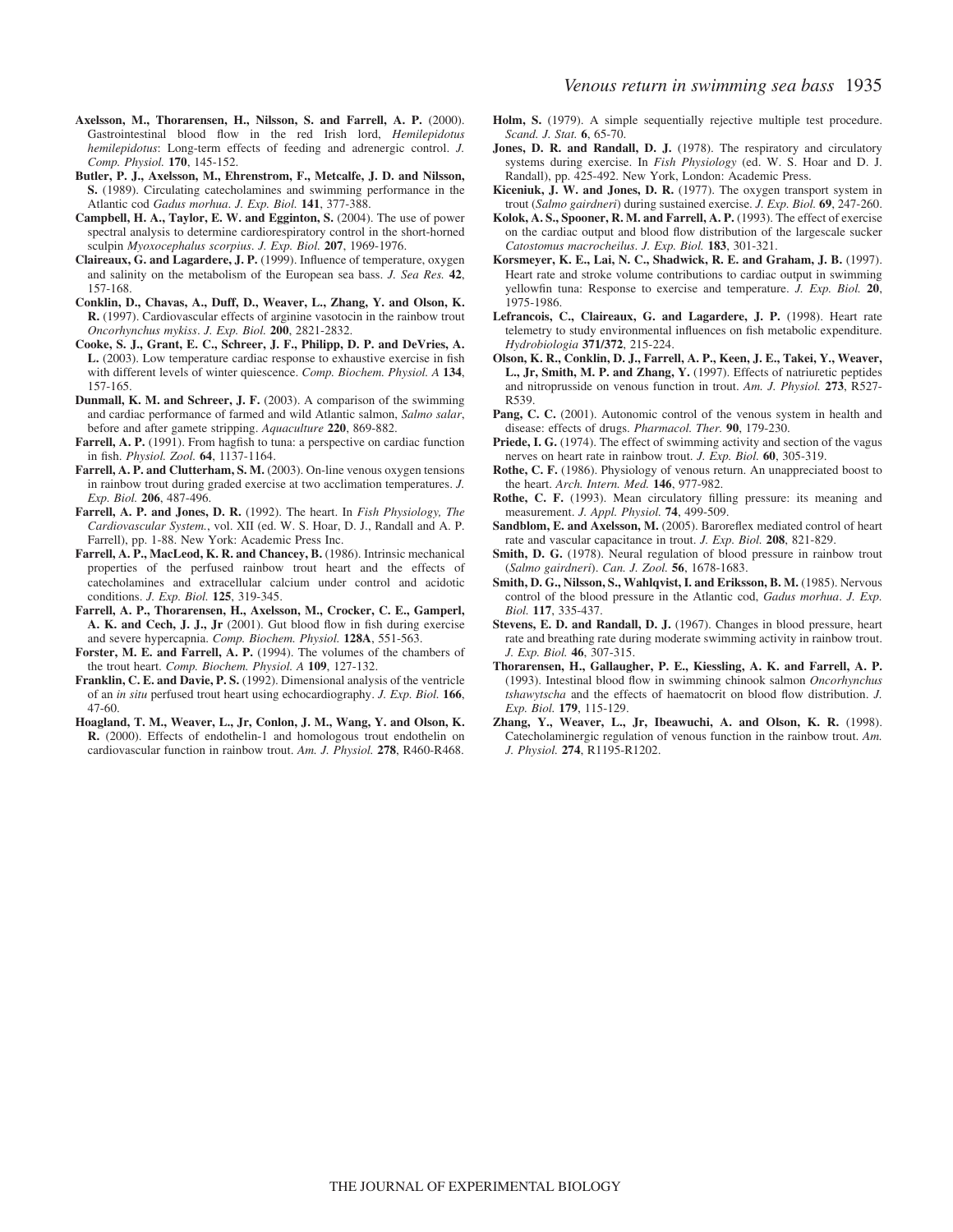**Axelsson, M., Thorarensen, H., Nilsson, S. and Farrell, A. P.** (2000). Gastrointestinal blood flow in the red Irish lord, *Hemilepidotus hemilepidotus*: Long-term effects of feeding and adrenergic control. *J. Comp. Physiol.* **170**, 145-152.

**Butler, P. J., Axelsson, M., Ehrenstrom, F., Metcalfe, J. D. and Nilsson, S.** (1989). Circulating catecholamines and swimming performance in the Atlantic cod *Gadus morhua*. *J. Exp. Biol.* **141**, 377-388.

**Campbell, H. A., Taylor, E. W. and Egginton, S.** (2004). The use of power spectral analysis to determine cardiorespiratory control in the short-horned sculpin *Myoxocephalus scorpius*. *J. Exp. Biol.* **207**, 1969-1976.

**Claireaux, G. and Lagardere, J. P.** (1999). Influence of temperature, oxygen and salinity on the metabolism of the European sea bass. *J. Sea Res.* **42**, 157-168.

**Conklin, D., Chavas, A., Duff, D., Weaver, L., Zhang, Y. and Olson, K. R.** (1997). Cardiovascular effects of arginine vasotocin in the rainbow trout *Oncorhynchus mykiss*. *J. Exp. Biol.* **200**, 2821-2832.

**Cooke, S. J., Grant, E. C., Schreer, J. F., Philipp, D. P. and DeVries, A. L.** (2003). Low temperature cardiac response to exhaustive exercise in fish with different levels of winter quiescence. *Comp. Biochem. Physiol. A* **134**, 157-165.

**Dunmall, K. M. and Schreer, J. F.** (2003). A comparison of the swimming and cardiac performance of farmed and wild Atlantic salmon, *Salmo salar*, before and after gamete stripping. *Aquaculture* **220**, 869-882.

**Farrell, A. P.** (1991). From hagfish to tuna: a perspective on cardiac function in fish. *Physiol. Zool.* **64**, 1137-1164.

**Farrell, A. P. and Clutterham, S. M.** (2003). On-line venous oxygen tensions in rainbow trout during graded exercise at two acclimation temperatures. *J. Exp. Biol.* **206**, 487-496.

**Farrell, A. P. and Jones, D. R.** (1992). The heart. In *Fish Physiology, The Cardiovascular System.*, vol. XII (ed. W. S. Hoar, D. J., Randall and A. P. Farrell), pp. 1-88. New York: Academic Press Inc.

**Farrell, A. P., MacLeod, K. R. and Chancey, B.** (1986). Intrinsic mechanical properties of the perfused rainbow trout heart and the effects of catecholamines and extracellular calcium under control and acidotic conditions. *J. Exp. Biol.* **125**, 319-345.

**Farrell, A. P., Thorarensen, H., Axelsson, M., Crocker, C. E., Gamperl, A. K. and Cech, J. J., Jr** (2001). Gut blood flow in fish during exercise and severe hypercapnia. *Comp. Biochem. Physiol.* **128A**, 551-563.

**Forster, M. E. and Farrell, A. P.** (1994). The volumes of the chambers of the trout heart. *Comp. Biochem. Physiol. A* **109**, 127-132.

**Franklin, C. E. and Davie, P. S.** (1992). Dimensional analysis of the ventricle of an *in situ* perfused trout heart using echocardiography. *J. Exp. Biol.* **166**, 47-60.

**Hoagland, T. M., Weaver, L., Jr, Conlon, J. M., Wang, Y. and Olson, K. R.** (2000). Effects of endothelin-1 and homologous trout endothelin on cardiovascular function in rainbow trout. *Am. J. Physiol.* **278**, R460-R468.

**Holm, S.** (1979). A simple sequentially rejective multiple test procedure. *Scand. J. Stat.* **6**, 65-70.

**Jones, D. R. and Randall, D. J.** (1978). The respiratory and circulatory systems during exercise. In *Fish Physiology* (ed. W. S. Hoar and D. J. Randall), pp. 425-492. New York, London: Academic Press.

**Kiceniuk, J. W. and Jones, D. R.** (1977). The oxygen transport system in trout (*Salmo gairdneri*) during sustained exercise. *J. Exp. Biol.* **69**, 247-260.

**Kolok, A. S., Spooner, R. M. and Farrell, A. P.** (1993). The effect of exercise on the cardiac output and blood flow distribution of the largescale sucker *Catostomus macrocheilus*. *J. Exp. Biol.* **183**, 301-321.

**Korsmeyer, K. E., Lai, N. C., Shadwick, R. E. and Graham, J. B.** (1997). Heart rate and stroke volume contributions to cardiac output in swimming yellowfin tuna: Response to exercise and temperature. *J. Exp. Biol.* **20**, 1975-1986.

**Lefrancois, C., Claireaux, G. and Lagardere, J. P.** (1998). Heart rate telemetry to study environmental influences on fish metabolic expenditure. *Hydrobiologia* **371/372**, 215-224.

**Olson, K. R., Conklin, D. J., Farrell, A. P., Keen, J. E., Takei, Y., Weaver, L., Jr, Smith, M. P. and Zhang, Y.** (1997). Effects of natriuretic peptides and nitroprusside on venous function in trout. *Am. J. Physiol.* **273**, R527-R539.

**Pang, C. C.** (2001). Autonomic control of the venous system in health and disease: effects of drugs. *Pharmacol. Ther.* **90**, 179-230.

**Priede, I. G.** (1974). The effect of swimming activity and section of the vagus nerves on heart rate in rainbow trout. *J. Exp. Biol.* **60**, 305-319.

**Rothe, C. F.** (1986). Physiology of venous return. An unappreciated boost to the heart. *Arch. Intern. Med.* **146**, 977-982.

**Rothe, C. F.** (1993). Mean circulatory filling pressure: its meaning and measurement. *J. Appl. Physiol.* **74**, 499-509.

**Sandblom, E. and Axelsson, M.** (2005). Baroreflex mediated control of heart rate and vascular capacitance in trout. *J. Exp. Biol.* **208**, 821-829.

**Smith, D. G.** (1978). Neural regulation of blood pressure in rainbow trout (*Salmo gairdneri*). *Can. J. Zool.* **56**, 1678-1683.

**Smith, D. G., Nilsson, S., Wahlqvist, I. and Eriksson, B. M.** (1985). Nervous control of the blood pressure in the Atlantic cod, *Gadus morhua*. *J. Exp. Biol.* **117**, 335-437.

**Stevens, E. D. and Randall, D. J.** (1967). Changes in blood pressure, heart rate and breathing rate during moderate swimming activity in rainbow trout. *J. Exp. Biol.* **46**, 307-315.

**Thorarensen, H., Gallaugher, P. E., Kiessling, A. K. and Farrell, A. P.** (1993). Intestinal blood flow in swimming chinook salmon *Oncorhynchus tshawytscha* and the effects of haematocrit on blood flow distribution. *J. Exp. Biol.* **179**, 115-129.

**Zhang, Y., Weaver, L., Jr, Ibeawuchi, A. and Olson, K. R.** (1998). Catecholaminergic regulation of venous function in the rainbow trout. *Am. J. Physiol.* **274**, R1195-R1202.